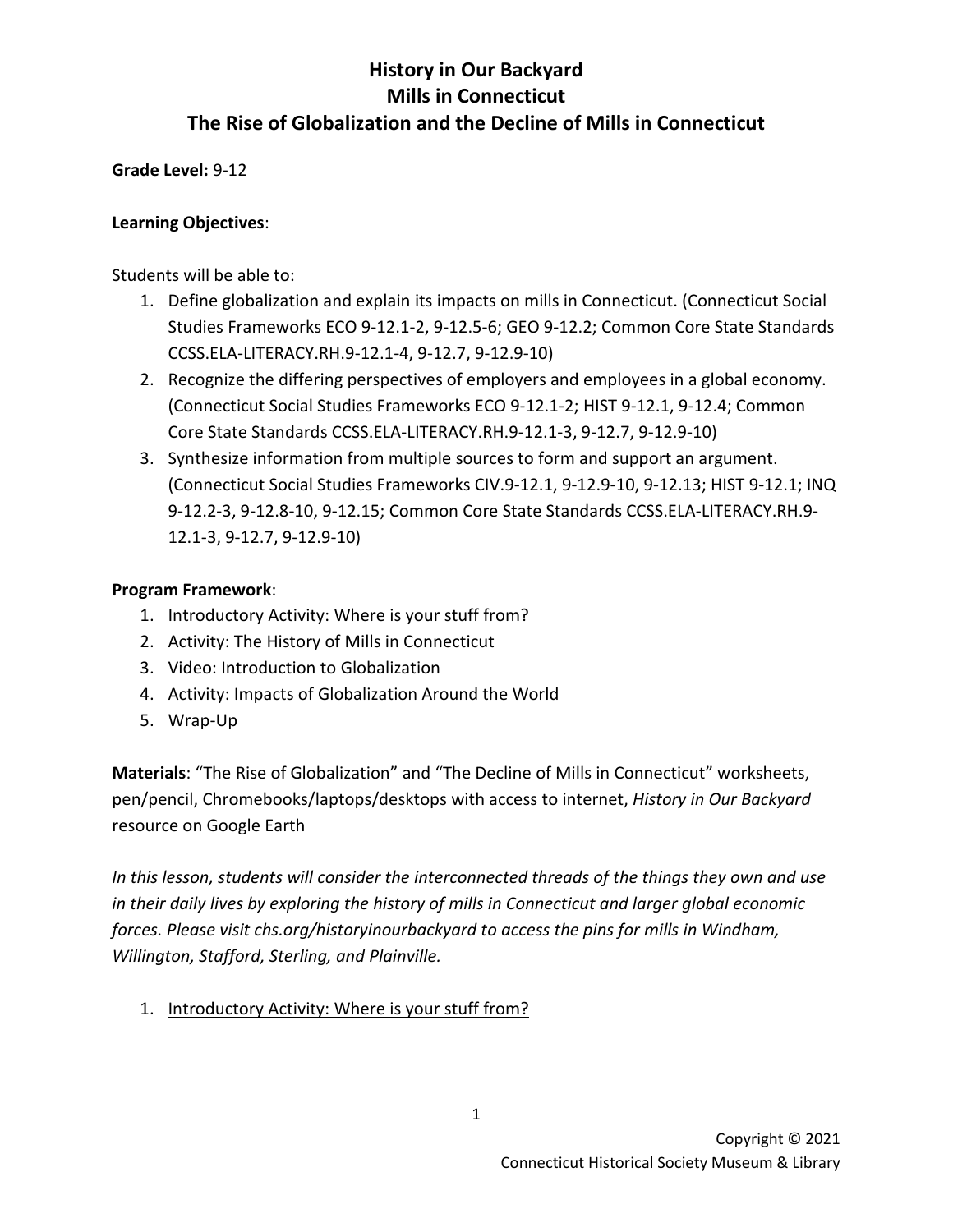# History in Our Backyard
# Mills in Connecticut
# The Rise of Globalization and the Decline of Mills in Connecticut

**Grade Level:** 9-12

**Learning Objectives**:

Students will be able to:

1. Define globalization and explain its impacts on mills in Connecticut. (Connecticut Social Studies Frameworks ECO 9-12.1-2, 9-12.5-6; GEO 9-12.2; Common Core State Standards CCSS.ELA-LITERACY.RH.9-12.1-4, 9-12.7, 9-12.9-10)
2. Recognize the differing perspectives of employers and employees in a global economy. (Connecticut Social Studies Frameworks ECO 9-12.1-2; HIST 9-12.1, 9-12.4; Common Core State Standards CCSS.ELA-LITERACY.RH.9-12.1-3, 9-12.7, 9-12.9-10)
3. Synthesize information from multiple sources to form and support an argument. (Connecticut Social Studies Frameworks CIV.9-12.1, 9-12.9-10, 9-12.13; HIST 9-12.1; INQ 9-12.2-3, 9-12.8-10, 9-12.15; Common Core State Standards CCSS.ELA-LITERACY.RH.9-12.1-3, 9-12.7, 9-12.9-10)

**Program Framework**:

1. Introductory Activity: Where is your stuff from?
2. Activity: The History of Mills in Connecticut
3. Video: Introduction to Globalization
4. Activity: Impacts of Globalization Around the World
5. Wrap-Up

**Materials**: "The Rise of Globalization" and "The Decline of Mills in Connecticut" worksheets, pen/pencil, Chromebooks/laptops/desktops with access to internet, *History in Our Backyard* resource on Google Earth

*In this lesson, students will consider the interconnected threads of the things they own and use in their daily lives by exploring the history of mills in Connecticut and larger global economic forces. Please visit chs.org/historyinourbackyard to access the pins for mills in Windham, Willington, Stafford, Sterling, and Plainville.*

1. Introductory Activity: Where is your stuff from?

Copyright © 2021
Connecticut Historical Society Museum & Library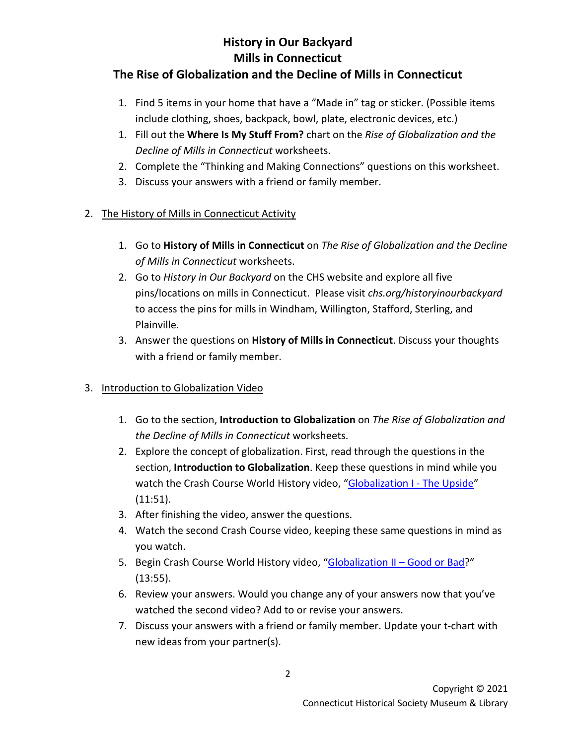# History in Our Backyard
# Mills in Connecticut
# The Rise of Globalization and the Decline of Mills in Connecticut

1. Find 5 items in your home that have a "Made in" tag or sticker. (Possible items include clothing, shoes, backpack, bowl, plate, electronic devices, etc.)
1. Fill out the **Where Is My Stuff From?** chart on the *Rise of Globalization and the Decline of Mills in Connecticut* worksheets.
2. Complete the "Thinking and Making Connections" questions on this worksheet.
3. Discuss your answers with a friend or family member.

2. The History of Mills in Connecticut Activity

   1. Go to **History of Mills in Connecticut** on *The Rise of Globalization and the Decline of Mills in Connecticut* worksheets.
   2. Go to *History in Our Backyard* on the CHS website and explore all five pins/locations on mills in Connecticut. Please visit *chs.org/historyinourbackyard* to access the pins for mills in Windham, Willington, Stafford, Sterling, and Plainville.
   3. Answer the questions on **History of Mills in Connecticut**. Discuss your thoughts with a friend or family member.

3. Introduction to Globalization Video

   1. Go to the section, **Introduction to Globalization** on *The Rise of Globalization and the Decline of Mills in Connecticut* worksheets.
   2. Explore the concept of globalization. First, read through the questions in the section, **Introduction to Globalization**. Keep these questions in mind while you watch the Crash Course World History video, "Globalization I - The Upside" (11:51).
   3. After finishing the video, answer the questions.
   4. Watch the second Crash Course video, keeping these same questions in mind as you watch.
   5. Begin Crash Course World History video, "Globalization II – Good or Bad?" (13:55).
   6. Review your answers. Would you change any of your answers now that you've watched the second video? Add to or revise your answers.
   7. Discuss your answers with a friend or family member. Update your t-chart with new ideas from your partner(s).

Copyright © 2021
Connecticut Historical Society Museum & Library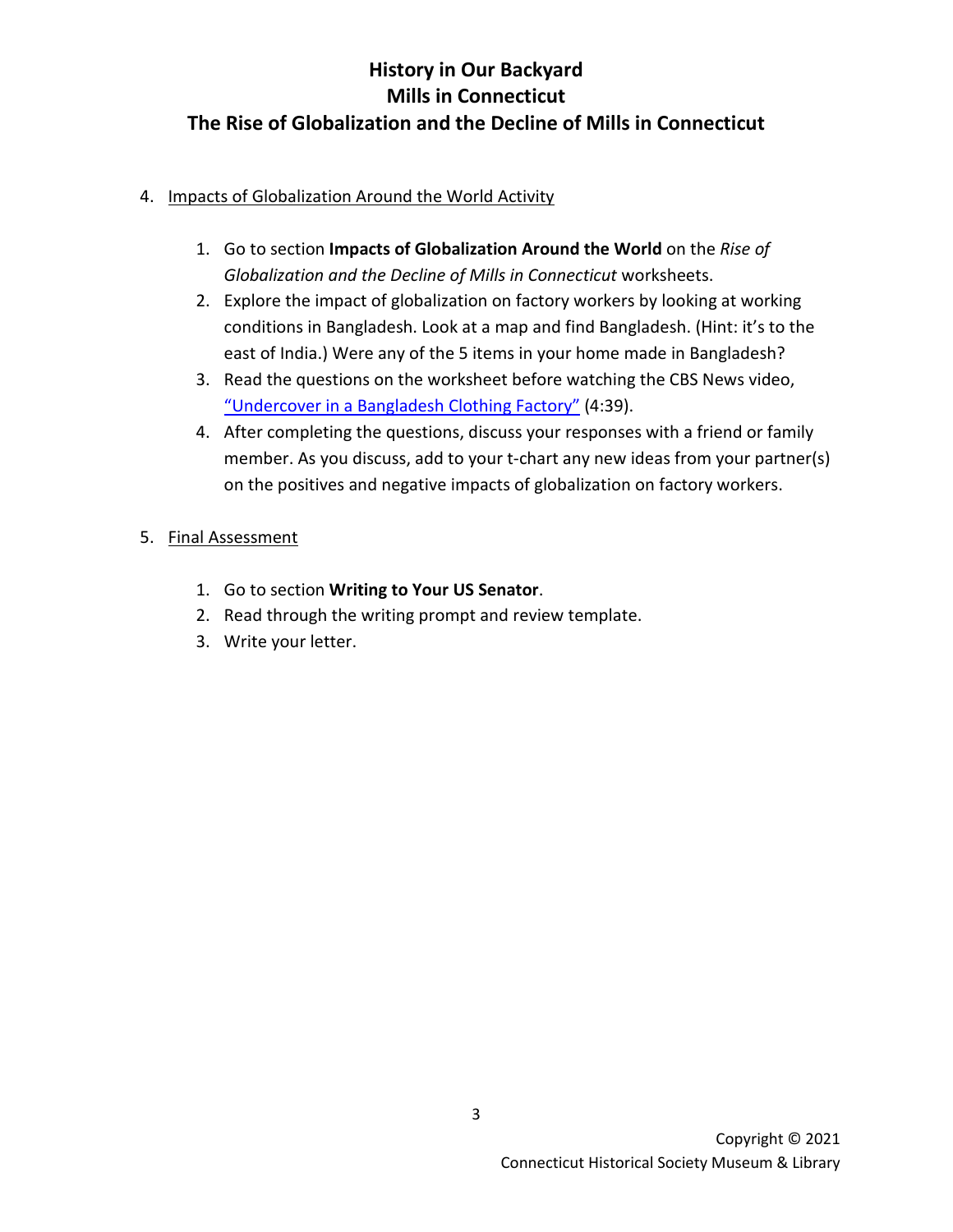# History in Our Backyard
# Mills in Connecticut
# The Rise of Globalization and the Decline of Mills in Connecticut

4. Impacts of Globalization Around the World Activity

    1. Go to section **Impacts of Globalization Around the World** on the *Rise of Globalization and the Decline of Mills in Connecticut* worksheets.
    2. Explore the impact of globalization on factory workers by looking at working conditions in Bangladesh. Look at a map and find Bangladesh. (Hint: it's to the east of India.) Were any of the 5 items in your home made in Bangladesh?
    3. Read the questions on the worksheet before watching the CBS News video, "Undercover in a Bangladesh Clothing Factory" (4:39).
    4. After completing the questions, discuss your responses with a friend or family member. As you discuss, add to your t-chart any new ideas from your partner(s) on the positives and negative impacts of globalization on factory workers.

5. Final Assessment

    1. Go to section **Writing to Your US Senator**.
    2. Read through the writing prompt and review template.
    3. Write your letter.

Copyright © 2021
Connecticut Historical Society Museum & Library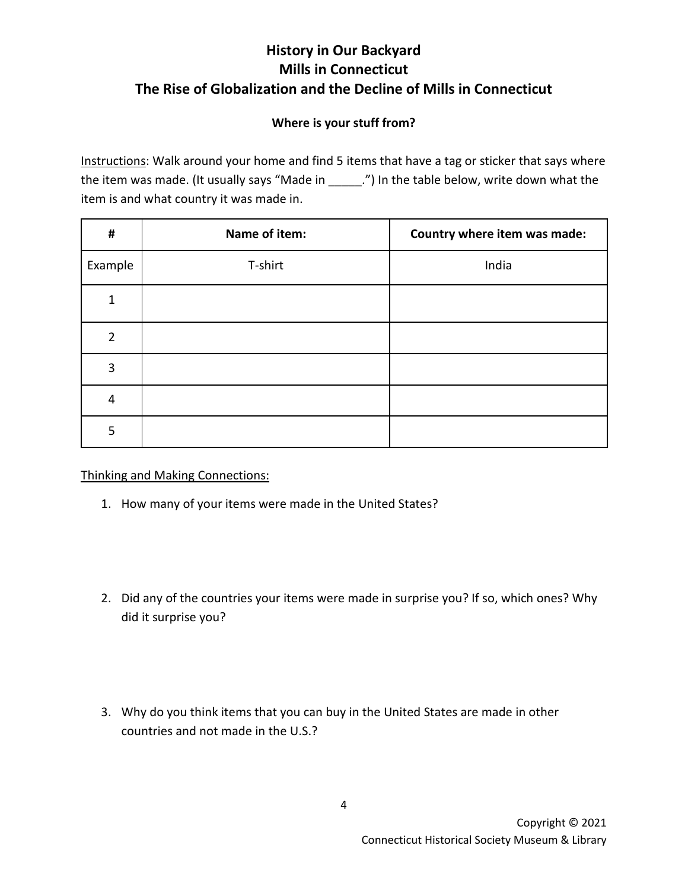# History in Our Backyard
# Mills in Connecticut
# The Rise of Globalization and the Decline of Mills in Connecticut

**Where is your stuff from?**

Instructions: Walk around your home and find 5 items that have a tag or sticker that says where the item was made. (It usually says "Made in _____.") In the table below, write down what the item is and what country it was made in.

| # | Name of item: | Country where item was made: |
|---|---|---|
| Example | T-shirt | India |
| 1 | | |
| 2 | | |
| 3 | | |
| 4 | | |
| 5 | | |

Thinking and Making Connections:

1. How many of your items were made in the United States?

2. Did any of the countries your items were made in surprise you? If so, which ones? Why did it surprise you?

3. Why do you think items that you can buy in the United States are made in other countries and not made in the U.S.?

Copyright © 2021
Connecticut Historical Society Museum & Library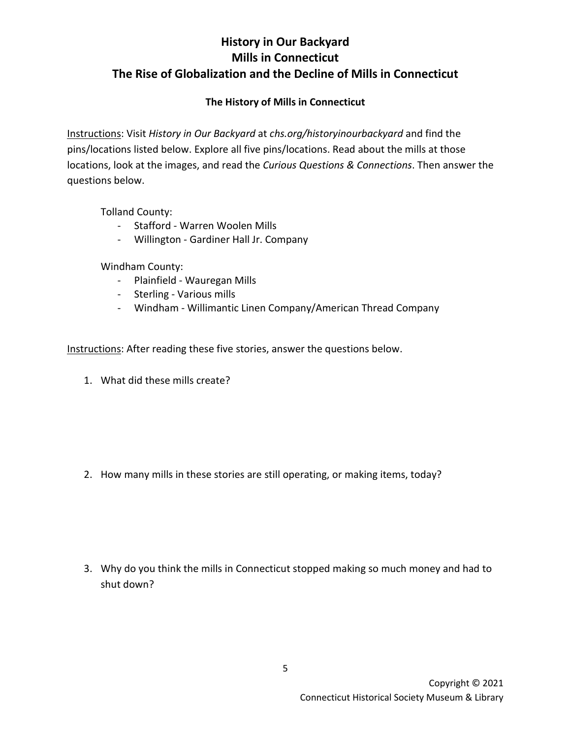# History in Our Backyard
# Mills in Connecticut
# The Rise of Globalization and the Decline of Mills in Connecticut

### The History of Mills in Connecticut

Instructions: Visit *History in Our Backyard* at *chs.org/historyinourbackyard* and find the pins/locations listed below. Explore all five pins/locations. Read about the mills at those locations, look at the images, and read the *Curious Questions & Connections*. Then answer the questions below.

Tolland County:
- Stafford - Warren Woolen Mills
- Willington - Gardiner Hall Jr. Company

Windham County:
- Plainfield - Wauregan Mills
- Sterling - Various mills
- Windham - Willimantic Linen Company/American Thread Company

Instructions: After reading these five stories, answer the questions below.

1. What did these mills create?

2. How many mills in these stories are still operating, or making items, today?

3. Why do you think the mills in Connecticut stopped making so much money and had to shut down?

Copyright © 2021
Connecticut Historical Society Museum & Library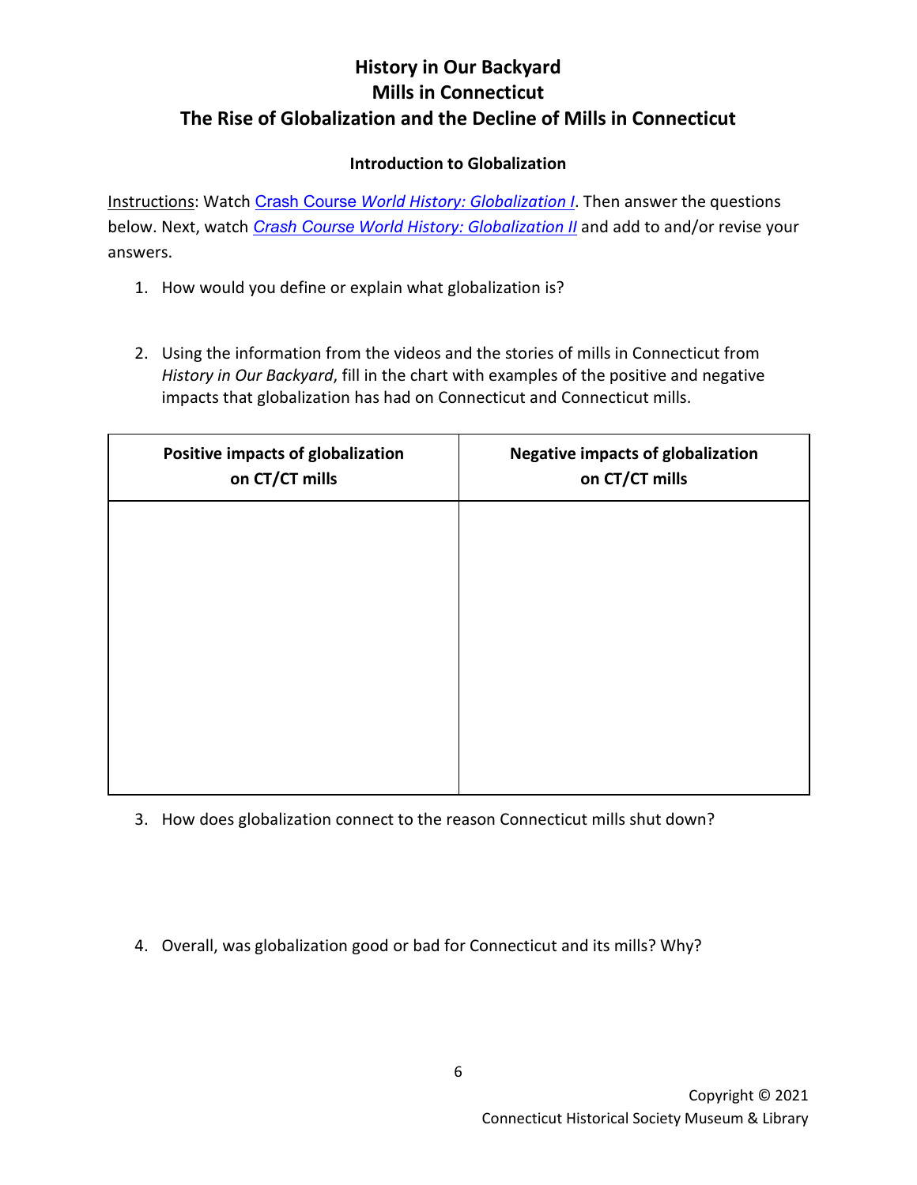# History in Our Backyard
# Mills in Connecticut
# The Rise of Globalization and the Decline of Mills in Connecticut

### Introduction to Globalization

Instructions: Watch Crash Course *World History: Globalization I*. Then answer the questions below. Next, watch *Crash Course World History: Globalization II* and add to and/or revise your answers.

1. How would you define or explain what globalization is?

2. Using the information from the videos and the stories of mills in Connecticut from *History in Our Backyard*, fill in the chart with examples of the positive and negative impacts that globalization has had on Connecticut and Connecticut mills.

| Positive impacts of globalization on CT/CT mills | Negative impacts of globalization on CT/CT mills |
|---|---|
| | |

3. How does globalization connect to the reason Connecticut mills shut down?

4. Overall, was globalization good or bad for Connecticut and its mills? Why?

Copyright © 2021
Connecticut Historical Society Museum & Library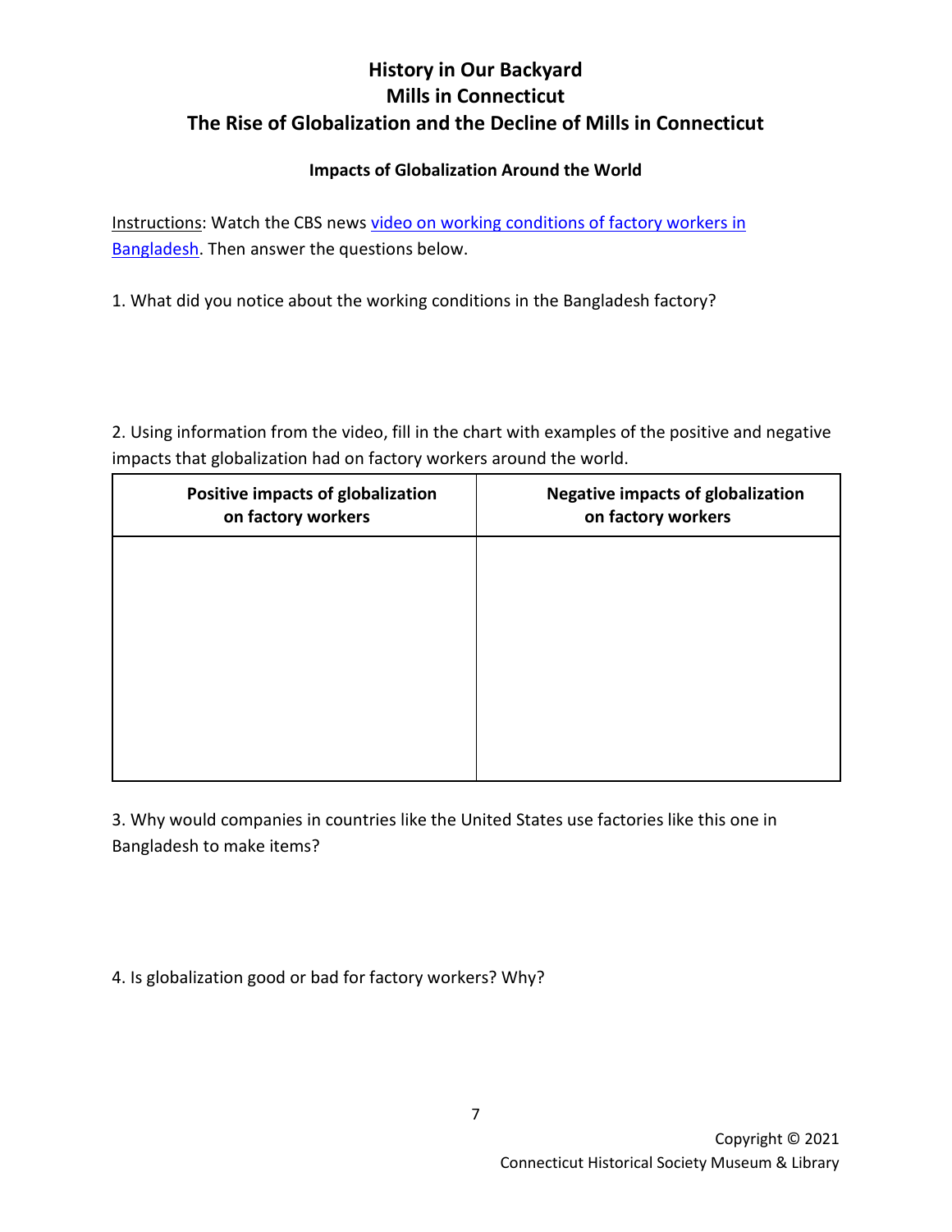# History in Our Backyard
# Mills in Connecticut
# The Rise of Globalization and the Decline of Mills in Connecticut

### Impacts of Globalization Around the World

Instructions: Watch the CBS news [video on working conditions of factory workers in Bangladesh](). Then answer the questions below.

1. What did you notice about the working conditions in the Bangladesh factory?

2. Using information from the video, fill in the chart with examples of the positive and negative impacts that globalization had on factory workers around the world.

| Positive impacts of globalization on factory workers | Negative impacts of globalization on factory workers |
| --- | --- |
| | |

3. Why would companies in countries like the United States use factories like this one in Bangladesh to make items?

4. Is globalization good or bad for factory workers? Why?

Copyright © 2021
Connecticut Historical Society Museum & Library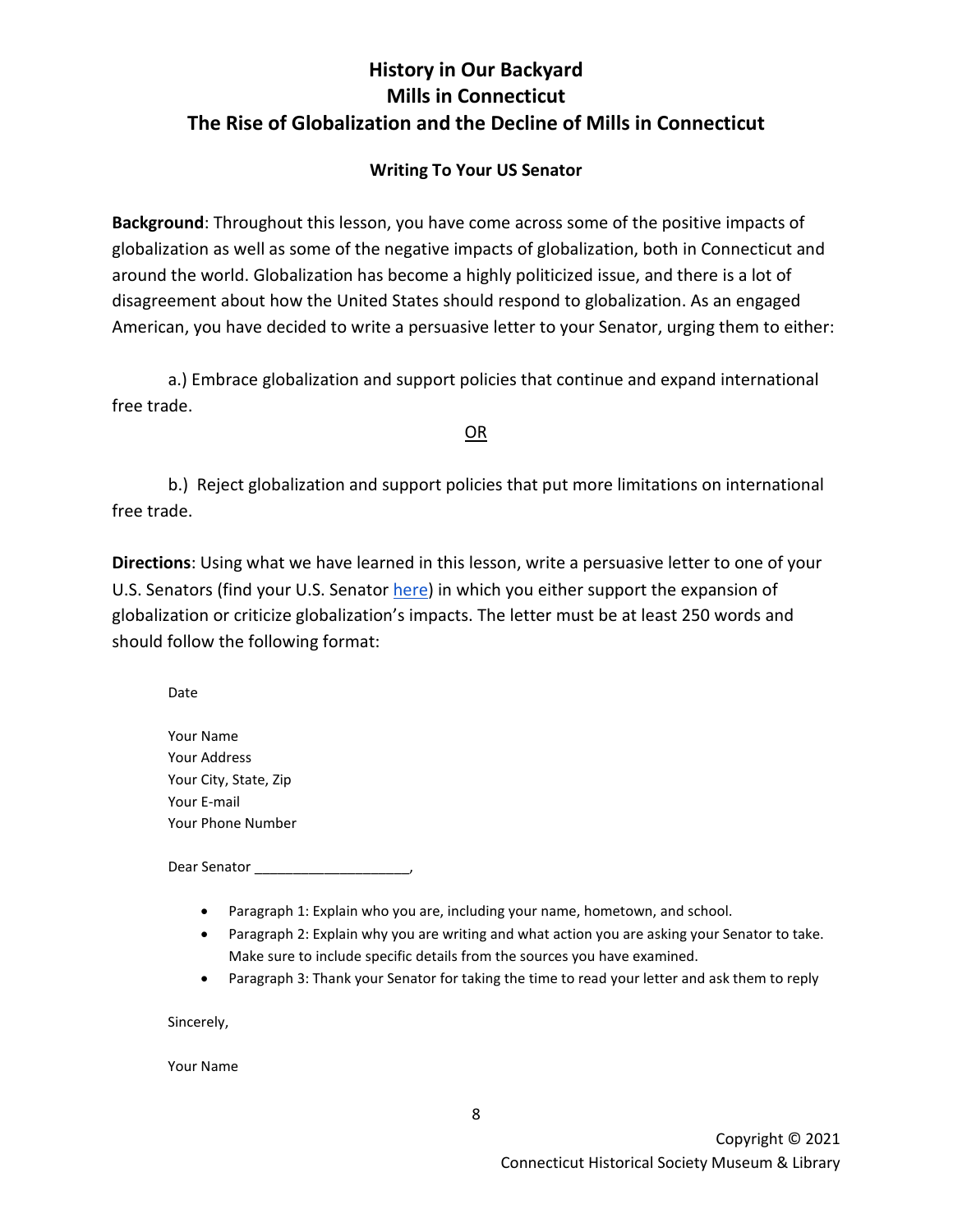# History in Our Backyard
# Mills in Connecticut
# The Rise of Globalization and the Decline of Mills in Connecticut

### Writing To Your US Senator

**Background**: Throughout this lesson, you have come across some of the positive impacts of globalization as well as some of the negative impacts of globalization, both in Connecticut and around the world. Globalization has become a highly politicized issue, and there is a lot of disagreement about how the United States should respond to globalization. As an engaged American, you have decided to write a persuasive letter to your Senator, urging them to either:

a.) Embrace globalization and support policies that continue and expand international free trade.

<u>OR</u>

b.) Reject globalization and support policies that put more limitations on international free trade.

**Directions**: Using what we have learned in this lesson, write a persuasive letter to one of your U.S. Senators (find your U.S. Senator here) in which you either support the expansion of globalization or criticize globalization's impacts. The letter must be at least 250 words and should follow the following format:

Date

Your Name
Your Address
Your City, State, Zip
Your E-mail
Your Phone Number

Dear Senator ____________________,

- Paragraph 1: Explain who you are, including your name, hometown, and school.
- Paragraph 2: Explain why you are writing and what action you are asking your Senator to take. Make sure to include specific details from the sources you have examined.
- Paragraph 3: Thank your Senator for taking the time to read your letter and ask them to reply

Sincerely,

Your Name

Copyright © 2021
Connecticut Historical Society Museum & Library